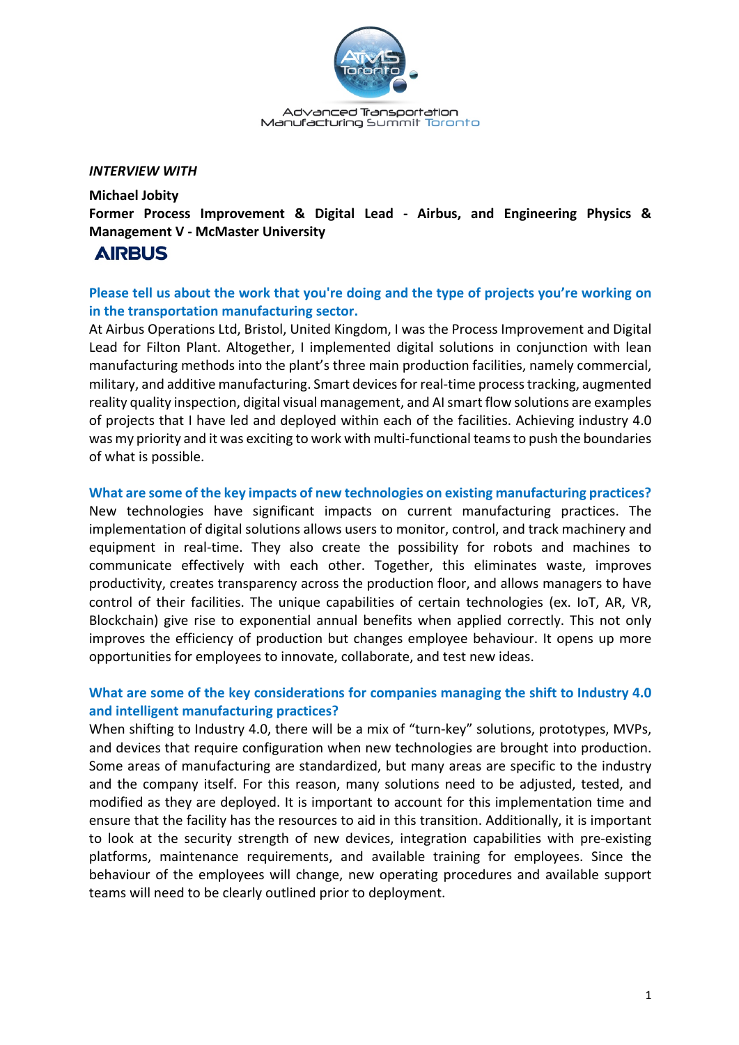Advanced Transportation Manufacturing Summit Toronto

*INTERVIEW WITH*

**Michael Jobity**
**Former Process Improvement & Digital Lead - Airbus, and Engineering Physics & Management V - McMaster University**

**AIRBUS**

### Please tell us about the work that you're doing and the type of projects you're working on in the transportation manufacturing sector.

At Airbus Operations Ltd, Bristol, United Kingdom, I was the Process Improvement and Digital Lead for Filton Plant. Altogether, I implemented digital solutions in conjunction with lean manufacturing methods into the plant's three main production facilities, namely commercial, military, and additive manufacturing. Smart devices for real-time process tracking, augmented reality quality inspection, digital visual management, and AI smart flow solutions are examples of projects that I have led and deployed within each of the facilities. Achieving industry 4.0 was my priority and it was exciting to work with multi-functional teams to push the boundaries of what is possible.

### What are some of the key impacts of new technologies on existing manufacturing practices?

New technologies have significant impacts on current manufacturing practices. The implementation of digital solutions allows users to monitor, control, and track machinery and equipment in real-time. They also create the possibility for robots and machines to communicate effectively with each other. Together, this eliminates waste, improves productivity, creates transparency across the production floor, and allows managers to have control of their facilities. The unique capabilities of certain technologies (ex. IoT, AR, VR, Blockchain) give rise to exponential annual benefits when applied correctly. This not only improves the efficiency of production but changes employee behaviour. It opens up more opportunities for employees to innovate, collaborate, and test new ideas.

### What are some of the key considerations for companies managing the shift to Industry 4.0 and intelligent manufacturing practices?

When shifting to Industry 4.0, there will be a mix of "turn-key" solutions, prototypes, MVPs, and devices that require configuration when new technologies are brought into production. Some areas of manufacturing are standardized, but many areas are specific to the industry and the company itself. For this reason, many solutions need to be adjusted, tested, and modified as they are deployed. It is important to account for this implementation time and ensure that the facility has the resources to aid in this transition. Additionally, it is important to look at the security strength of new devices, integration capabilities with pre-existing platforms, maintenance requirements, and available training for employees. Since the behaviour of the employees will change, new operating procedures and available support teams will need to be clearly outlined prior to deployment.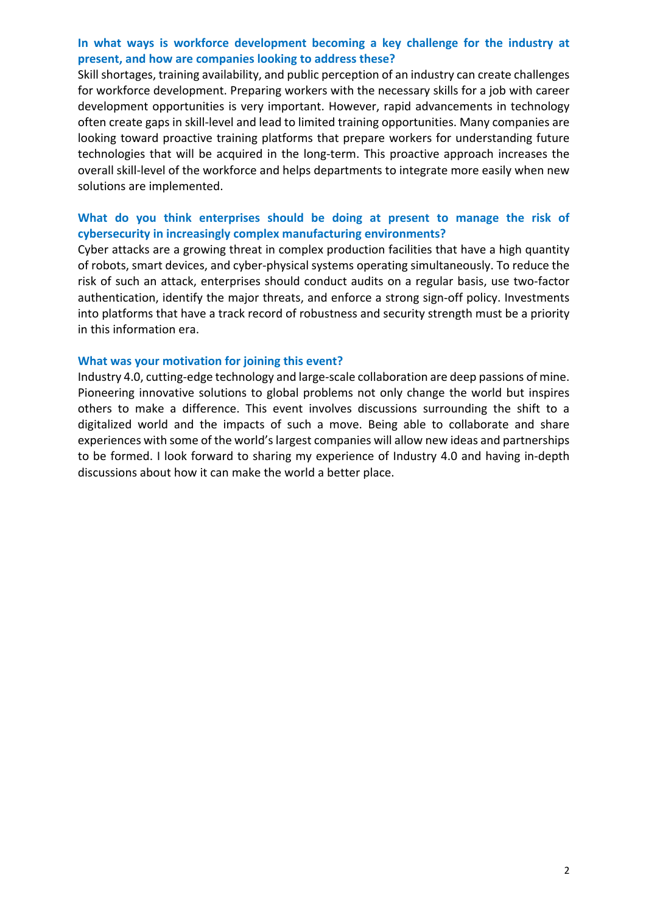**In what ways is workforce development becoming a key challenge for the industry at present, and how are companies looking to address these?**

Skill shortages, training availability, and public perception of an industry can create challenges for workforce development. Preparing workers with the necessary skills for a job with career development opportunities is very important. However, rapid advancements in technology often create gaps in skill-level and lead to limited training opportunities. Many companies are looking toward proactive training platforms that prepare workers for understanding future technologies that will be acquired in the long-term. This proactive approach increases the overall skill-level of the workforce and helps departments to integrate more easily when new solutions are implemented.

**What do you think enterprises should be doing at present to manage the risk of cybersecurity in increasingly complex manufacturing environments?**

Cyber attacks are a growing threat in complex production facilities that have a high quantity of robots, smart devices, and cyber-physical systems operating simultaneously. To reduce the risk of such an attack, enterprises should conduct audits on a regular basis, use two-factor authentication, identify the major threats, and enforce a strong sign-off policy. Investments into platforms that have a track record of robustness and security strength must be a priority in this information era.

**What was your motivation for joining this event?**

Industry 4.0, cutting-edge technology and large-scale collaboration are deep passions of mine. Pioneering innovative solutions to global problems not only change the world but inspires others to make a difference. This event involves discussions surrounding the shift to a digitalized world and the impacts of such a move. Being able to collaborate and share experiences with some of the world's largest companies will allow new ideas and partnerships to be formed. I look forward to sharing my experience of Industry 4.0 and having in-depth discussions about how it can make the world a better place.